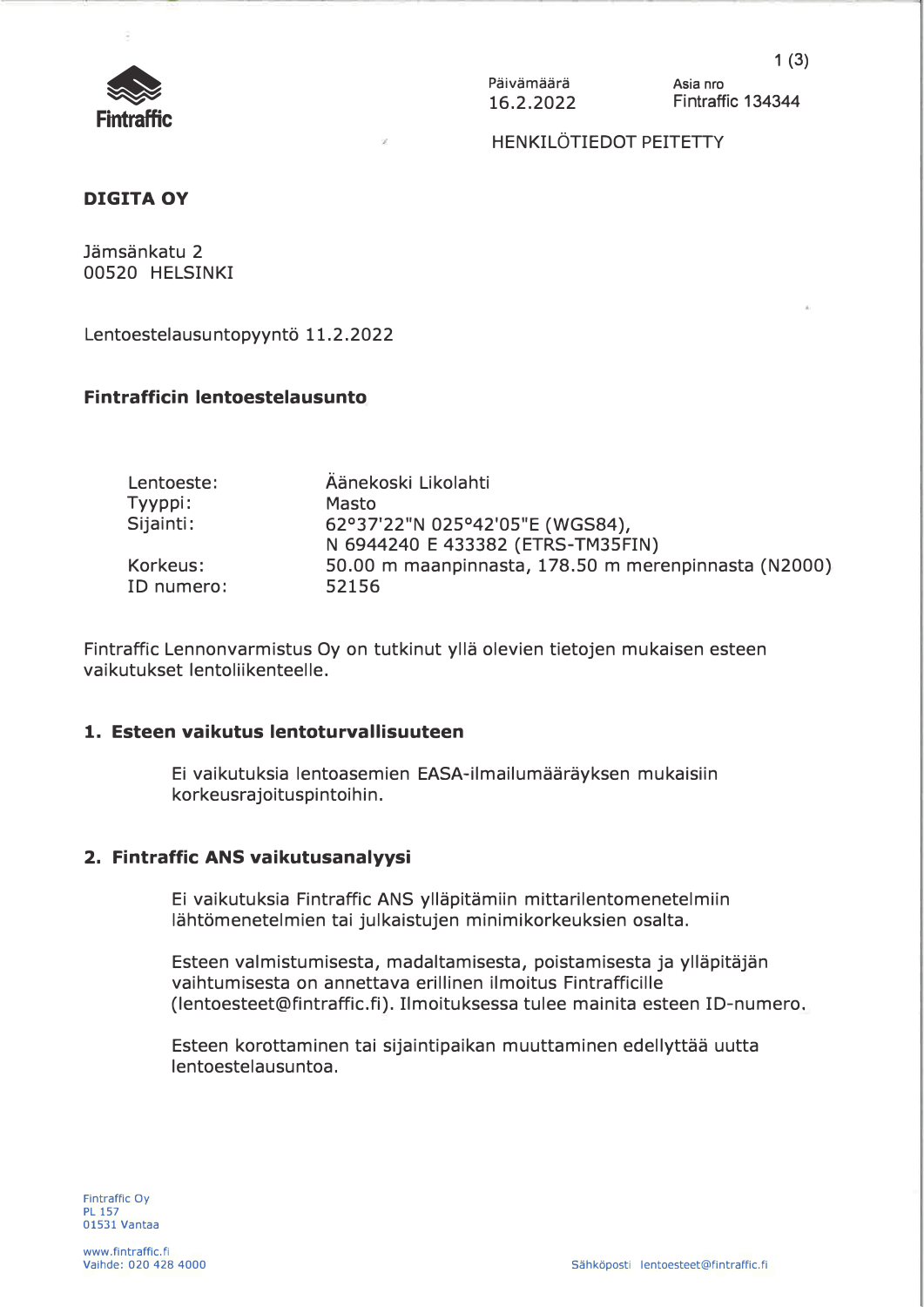Fintraffic

Päivämäärä
16.2.2022

Asia nro
Fintraffic 134344

HENKILÖTIEDOT PEITETTY

**DIGITA OY**

Jämsänkatu 2
00520 HELSINKI

Lentoestelausuntopyyntö 11.2.2022

**Fintrafficin lentoestelausunto**

| | |
|---|---|
| Lentoeste: | Äänekoski Likolahti |
| Tyyppi: | Masto |
| Sijainti: | 62°37'22"N 025°42'05"E (WGS84), N 6944240 E 433382 (ETRS-TM35FIN) |
| Korkeus: | 50.00 m maanpinnasta, 178.50 m merenpinnasta (N2000) |
| ID numero: | 52156 |

Fintraffic Lennonvarmistus Oy on tutkinut yllä olevien tietojen mukaisen esteen vaikutukset lentoliikenteelle.

## 1. Esteen vaikutus lentoturvallisuuteen

Ei vaikutuksia lentoasemien EASA-ilmailumääräyksen mukaisiin korkeusrajoituspintoihin.

## 2. Fintraffic ANS vaikutusanalyysi

Ei vaikutuksia Fintraffic ANS ylläpitämiin mittarilentomenetelmiin lähtömenetelmien tai julkaistujen minimikorkeuksien osalta.

Esteen valmistumisesta, madaltamisesta, poistamisesta ja ylläpitäjän vaihtumisesta on annettava erillinen ilmoitus Fintrafficille (lentoesteet@fintraffic.fi). Ilmoituksessa tulee mainita esteen ID-numero.

Esteen korottaminen tai sijaintipaikan muuttaminen edellyttää uutta lentoestelausuntoa.

Fintraffic Oy
PL 157
01531 Vantaa

www.fintraffic.fi
Vaihde: 020 428 4000

Sähköposti lentoesteet@fintraffic.fi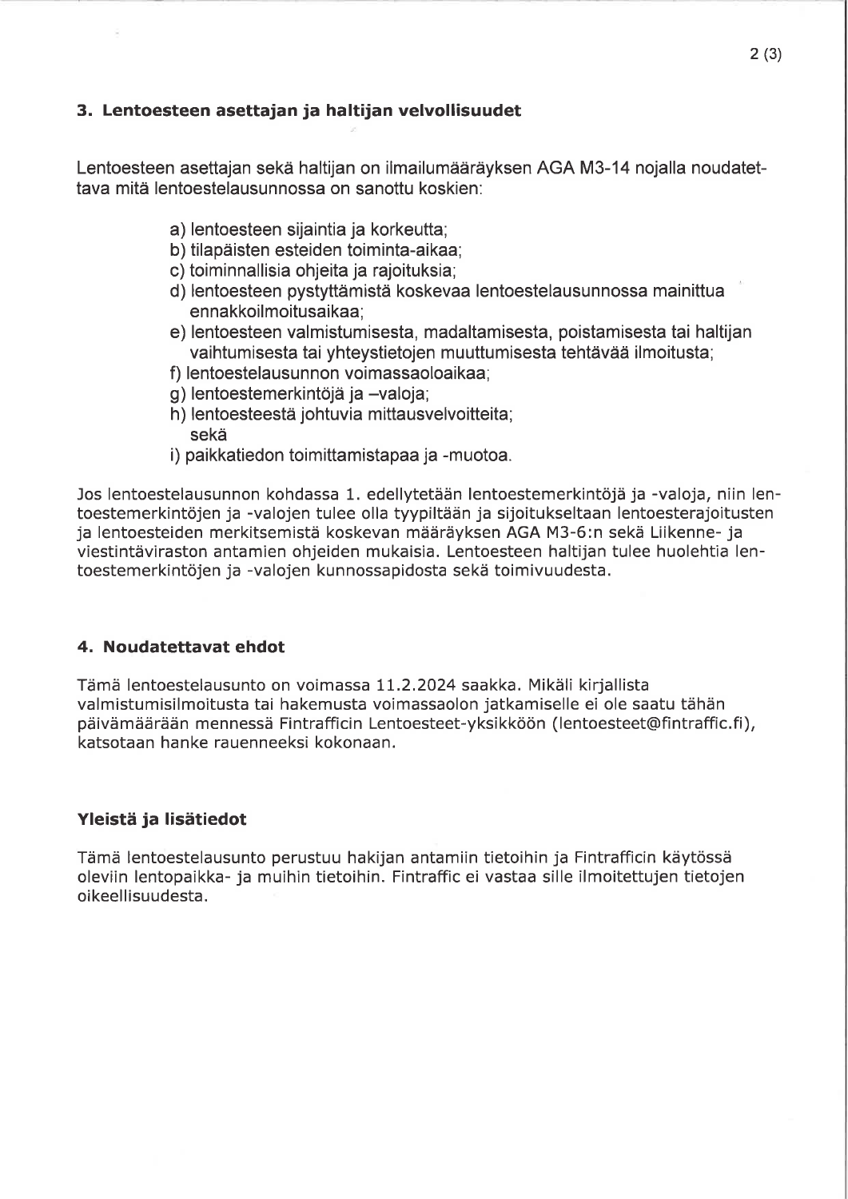### 3. Lentoesteen asettajan ja haltijan velvollisuudet

Lentoesteen asettajan sekä haltijan on ilmailumääräyksen AGA M3-14 nojalla noudatettava mitä lentoestelausunnossa on sanottu koskien:

a) lentoesteen sijaintia ja korkeutta;
b) tilapäisten esteiden toiminta-aikaa;
c) toiminnallisia ohjeita ja rajoituksia;
d) lentoesteen pystyttämistä koskevaa lentoestelausunnossa mainittua ennakkoilmoitusaikaa;
e) lentoesteen valmistumisesta, madaltamisesta, poistamisesta tai haltijan vaihtumisesta tai yhteystietojen muuttumisesta tehtävää ilmoitusta;
f) lentoestelausunnon voimassaoloaikaa;
g) lentoestemerkintöjä ja –valoja;
h) lentoesteestä johtuvia mittausvelvoitteita; sekä
i) paikkatiedon toimittamistapaa ja -muotoa.

Jos lentoestelausunnon kohdassa 1. edellytetään lentoestemerkintöjä ja -valoja, niin lentoestemerkintöjen ja -valojen tulee olla tyypiltään ja sijoitukseltaan lentoesterajoitusten ja lentoesteiden merkitsemistä koskevan määräyksen AGA M3-6:n sekä Liikenne- ja viestintäviraston antamien ohjeiden mukaisia. Lentoesteen haltijan tulee huolehtia lentoestemerkintöjen ja -valojen kunnossapidosta sekä toimivuudesta.

### 4. Noudatettavat ehdot

Tämä lentoestelausunto on voimassa 11.2.2024 saakka. Mikäli kirjallista valmistumisilmoitusta tai hakemusta voimassaolon jatkamiselle ei ole saatu tähän päivämäärään mennessä Fintrafficin Lentoesteet-yksikköön (lentoesteet@fintraffic.fi), katsotaan hanke rauenneeksi kokonaan.

### Yleistä ja lisätiedot

Tämä lentoestelausunto perustuu hakijan antamiin tietoihin ja Fintrafficin käytössä oleviin lentopaikka- ja muihin tietoihin. Fintraffic ei vastaa sille ilmoitettujen tietojen oikeellisuudesta.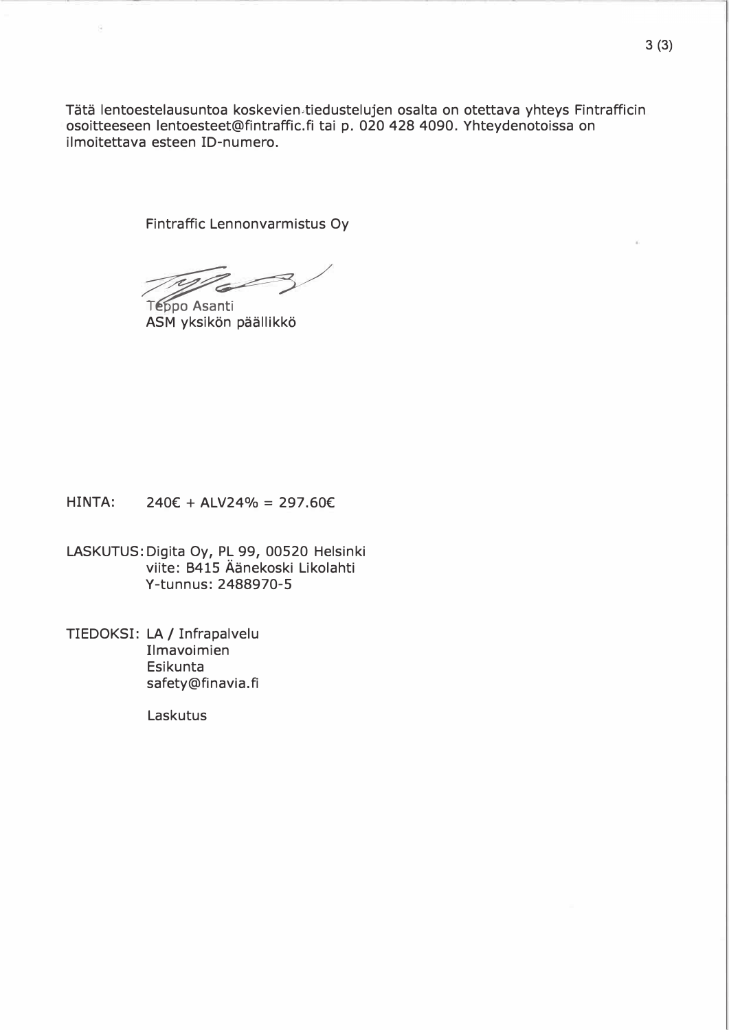Tätä lentoestelausuntoa koskevien tiedustelujen osalta on otettava yhteys Fintrafficin osoitteeseen lentoesteet@fintraffic.fi tai p. 020 428 4090. Yhteydenotoissa on ilmoitettava esteen ID-numero.

Fintraffic Lennonvarmistus Oy

Teppo Asanti
ASM yksikön päällikkö

HINTA: 240€ + ALV24% = 297.60€

LASKUTUS: Digita Oy, PL 99, 00520 Helsinki
viite: B415 Äänekoski Likolahti
Y-tunnus: 2488970-5

TIEDOKSI: LA / Infrapalvelu
Ilmavoimien
Esikunta
safety@finavia.fi

Laskutus